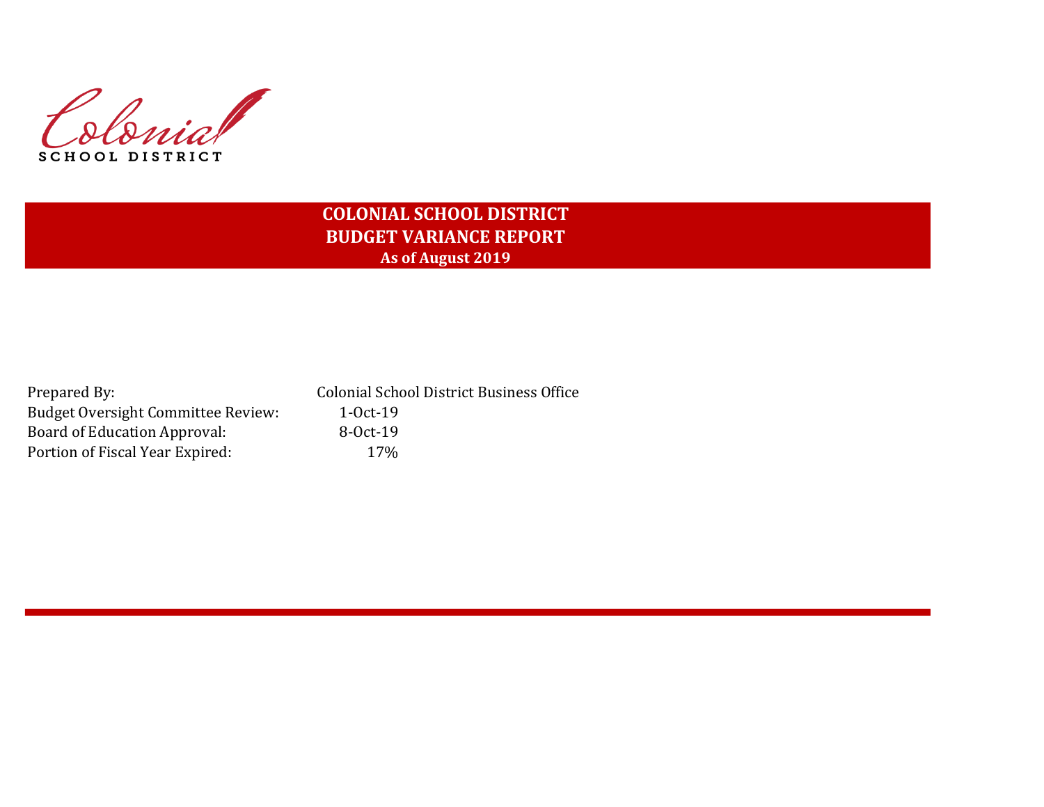Colonial
SCHOOL DISTRICT

# COLONIAL SCHOOL DISTRICT
## BUDGET VARIANCE REPORT
### As of August 2019

| | |
|---|---|
| Prepared By: | Colonial School District Business Office |
| Budget Oversight Committee Review: | 1-Oct-19 |
| Board of Education Approval: | 8-Oct-19 |
| Portion of Fiscal Year Expired: | 17% |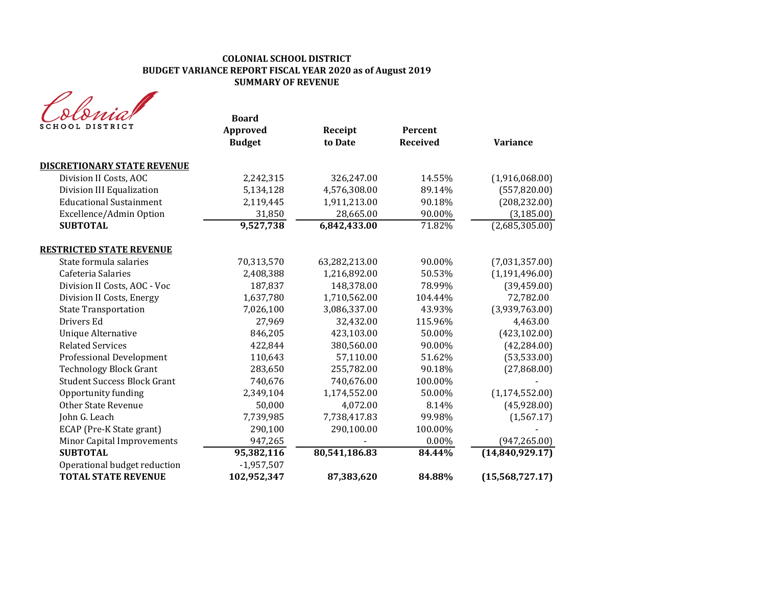**COLONIAL SCHOOL DISTRICT**
**BUDGET VARIANCE REPORT FISCAL YEAR 2020 as of August 2019**
**SUMMARY OF REVENUE**

Colonial SCHOOL DISTRICT

| | Board Approved Budget | Receipt to Date | Percent Received | Variance |
|---|---|---|---|---|
| **DISCRETIONARY STATE REVENUE** | | | | |
| Division II Costs, AOC | 2,242,315 | 326,247.00 | 14.55% | (1,916,068.00) |
| Division III Equalization | 5,134,128 | 4,576,308.00 | 89.14% | (557,820.00) |
| Educational Sustainment | 2,119,445 | 1,911,213.00 | 90.18% | (208,232.00) |
| Excellence/Admin Option | 31,850 | 28,665.00 | 90.00% | (3,185.00) |
| **SUBTOTAL** | **9,527,738** | **6,842,433.00** | 71.82% | (2,685,305.00) |
| **RESTRICTED STATE REVENUE** | | | | |
| State formula salaries | 70,313,570 | 63,282,213.00 | 90.00% | (7,031,357.00) |
| Cafeteria Salaries | 2,408,388 | 1,216,892.00 | 50.53% | (1,191,496.00) |
| Division II Costs, AOC - Voc | 187,837 | 148,378.00 | 78.99% | (39,459.00) |
| Division II Costs, Energy | 1,637,780 | 1,710,562.00 | 104.44% | 72,782.00 |
| State Transportation | 7,026,100 | 3,086,337.00 | 43.93% | (3,939,763.00) |
| Drivers Ed | 27,969 | 32,432.00 | 115.96% | 4,463.00 |
| Unique Alternative | 846,205 | 423,103.00 | 50.00% | (423,102.00) |
| Related Services | 422,844 | 380,560.00 | 90.00% | (42,284.00) |
| Professional Development | 110,643 | 57,110.00 | 51.62% | (53,533.00) |
| Technology Block Grant | 283,650 | 255,782.00 | 90.18% | (27,868.00) |
| Student Success Block Grant | 740,676 | 740,676.00 | 100.00% | - |
| Opportunity funding | 2,349,104 | 1,174,552.00 | 50.00% | (1,174,552.00) |
| Other State Revenue | 50,000 | 4,072.00 | 8.14% | (45,928.00) |
| John G. Leach | 7,739,985 | 7,738,417.83 | 99.98% | (1,567.17) |
| ECAP (Pre-K State grant) | 290,100 | 290,100.00 | 100.00% | - |
| Minor Capital Improvements | 947,265 | - | 0.00% | (947,265.00) |
| **SUBTOTAL** | **95,382,116** | **80,541,186.83** | **84.44%** | **(14,840,929.17)** |
| Operational budget reduction | -1,957,507 | | | |
| **TOTAL STATE REVENUE** | **102,952,347** | **87,383,620** | **84.88%** | **(15,568,727.17)** |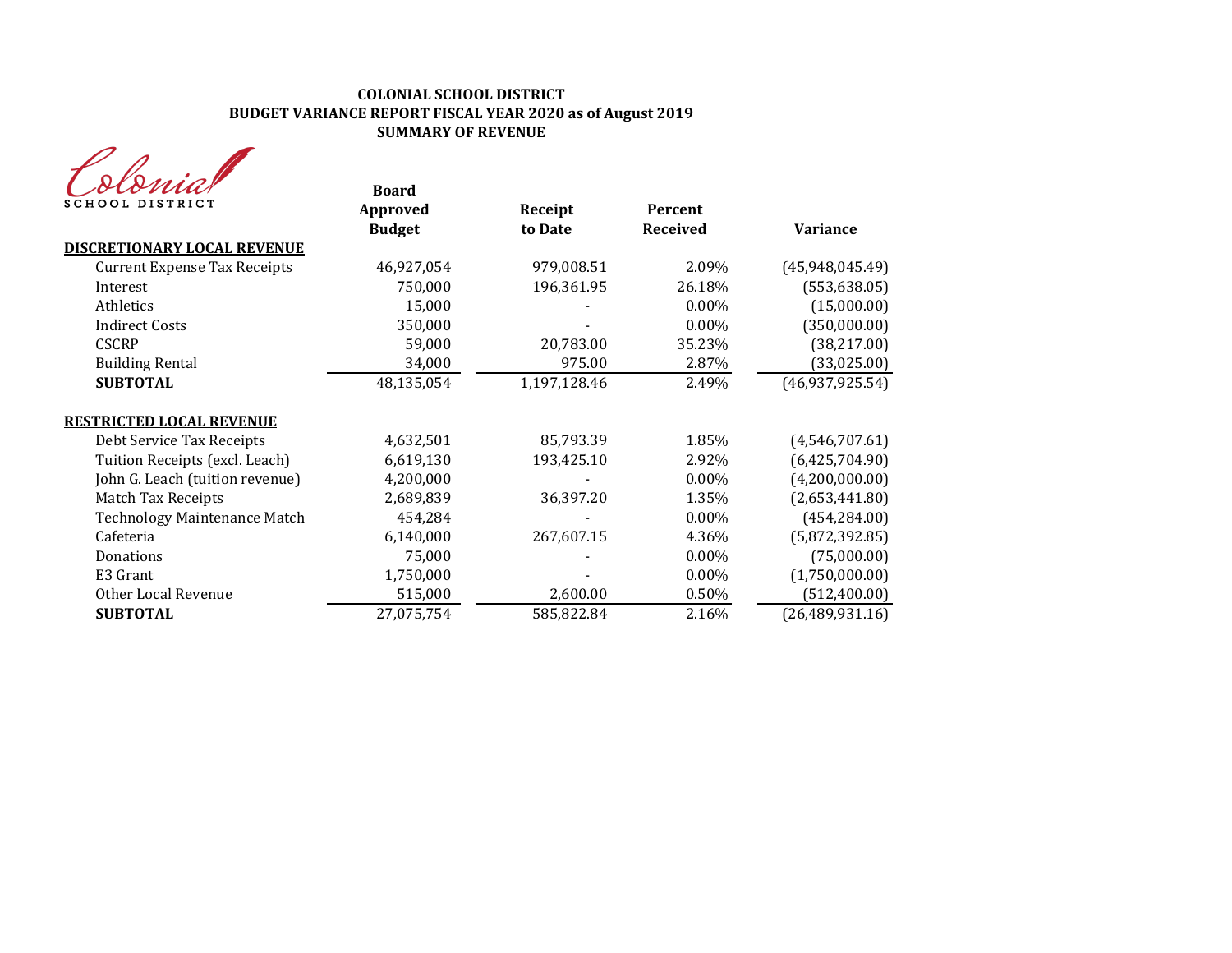**COLONIAL SCHOOL DISTRICT**
**BUDGET VARIANCE REPORT FISCAL YEAR 2020 as of August 2019**
**SUMMARY OF REVENUE**

Colonial SCHOOL DISTRICT

| | Board Approved Budget | Receipt to Date | Percent Received | Variance |
|---|---|---|---|---|
| **DISCRETIONARY LOCAL REVENUE** | | | | |
| Current Expense Tax Receipts | 46,927,054 | 979,008.51 | 2.09% | (45,948,045.49) |
| Interest | 750,000 | 196,361.95 | 26.18% | (553,638.05) |
| Athletics | 15,000 | - | 0.00% | (15,000.00) |
| Indirect Costs | 350,000 | - | 0.00% | (350,000.00) |
| CSCRP | 59,000 | 20,783.00 | 35.23% | (38,217.00) |
| Building Rental | 34,000 | 975.00 | 2.87% | (33,025.00) |
| **SUBTOTAL** | 48,135,054 | 1,197,128.46 | 2.49% | (46,937,925.54) |
| | | | | |
| **RESTRICTED LOCAL REVENUE** | | | | |
| Debt Service Tax Receipts | 4,632,501 | 85,793.39 | 1.85% | (4,546,707.61) |
| Tuition Receipts (excl. Leach) | 6,619,130 | 193,425.10 | 2.92% | (6,425,704.90) |
| John G. Leach (tuition revenue) | 4,200,000 | - | 0.00% | (4,200,000.00) |
| Match Tax Receipts | 2,689,839 | 36,397.20 | 1.35% | (2,653,441.80) |
| Technology Maintenance Match | 454,284 | - | 0.00% | (454,284.00) |
| Cafeteria | 6,140,000 | 267,607.15 | 4.36% | (5,872,392.85) |
| Donations | 75,000 | - | 0.00% | (75,000.00) |
| E3 Grant | 1,750,000 | - | 0.00% | (1,750,000.00) |
| Other Local Revenue | 515,000 | 2,600.00 | 0.50% | (512,400.00) |
| **SUBTOTAL** | 27,075,754 | 585,822.84 | 2.16% | (26,489,931.16) |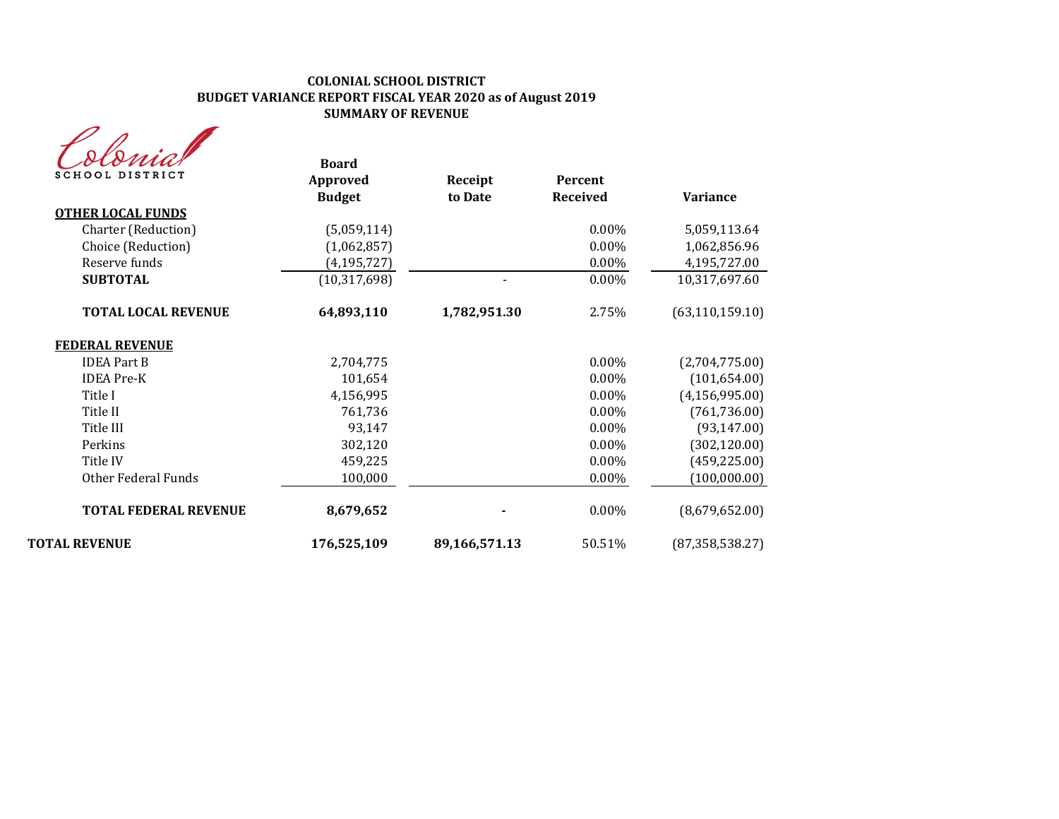**COLONIAL SCHOOL DISTRICT**
**BUDGET VARIANCE REPORT FISCAL YEAR 2020 as of August 2019**
**SUMMARY OF REVENUE**

Colonial SCHOOL DISTRICT

| | Board Approved Budget | Receipt to Date | Percent Received | Variance |
|---|---|---|---|---|
| **OTHER LOCAL FUNDS** | | | | |
| Charter (Reduction) | (5,059,114) | | 0.00% | 5,059,113.64 |
| Choice (Reduction) | (1,062,857) | | 0.00% | 1,062,856.96 |
| Reserve funds | (4,195,727) | | 0.00% | 4,195,727.00 |
| **SUBTOTAL** | (10,317,698) | - | 0.00% | 10,317,697.60 |
| **TOTAL LOCAL REVENUE** | **64,893,110** | **1,782,951.30** | 2.75% | (63,110,159.10) |
| **FEDERAL REVENUE** | | | | |
| IDEA Part B | 2,704,775 | | 0.00% | (2,704,775.00) |
| IDEA Pre-K | 101,654 | | 0.00% | (101,654.00) |
| Title I | 4,156,995 | | 0.00% | (4,156,995.00) |
| Title II | 761,736 | | 0.00% | (761,736.00) |
| Title III | 93,147 | | 0.00% | (93,147.00) |
| Perkins | 302,120 | | 0.00% | (302,120.00) |
| Title IV | 459,225 | | 0.00% | (459,225.00) |
| Other Federal Funds | 100,000 | | 0.00% | (100,000.00) |
| **TOTAL FEDERAL REVENUE** | **8,679,652** | **-** | 0.00% | (8,679,652.00) |
| **TOTAL REVENUE** | **176,525,109** | **89,166,571.13** | 50.51% | (87,358,538.27) |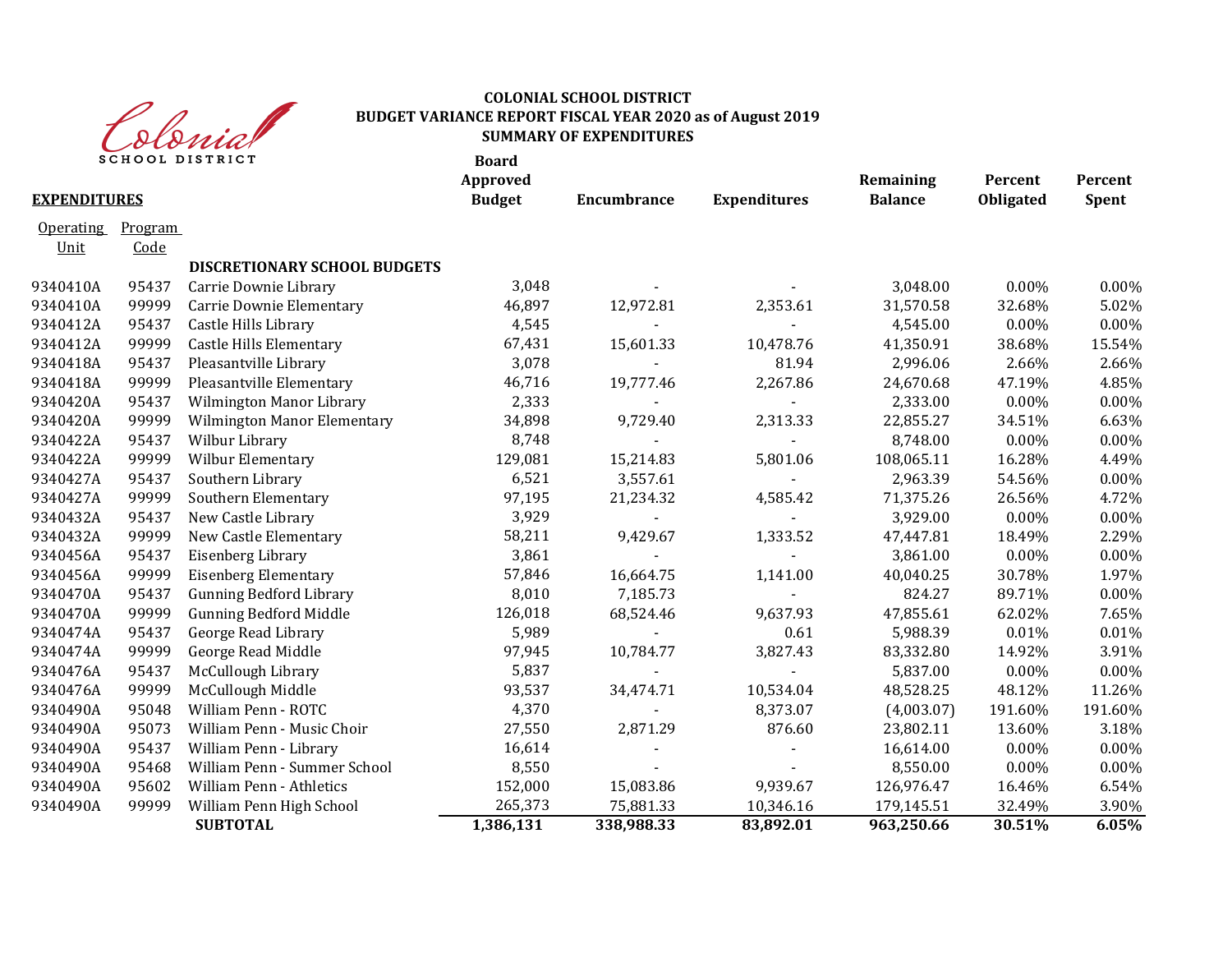Colonial School District

# COLONIAL SCHOOL DISTRICT
## BUDGET VARIANCE REPORT FISCAL YEAR 2020 as of August 2019
## SUMMARY OF EXPENDITURES

**EXPENDITURES**

| Operating Unit | Program Code | | Board Approved Budget | Encumbrance | Expenditures | Remaining Balance | Percent Obligated | Percent Spent |
|---|---|---|---|---|---|---|---|---|
| | | **DISCRETIONARY SCHOOL BUDGETS** | | | | | | |
| 9340410A | 95437 | Carrie Downie Library | 3,048 | - | - | 3,048.00 | 0.00% | 0.00% |
| 9340410A | 99999 | Carrie Downie Elementary | 46,897 | 12,972.81 | 2,353.61 | 31,570.58 | 32.68% | 5.02% |
| 9340412A | 95437 | Castle Hills Library | 4,545 | - | - | 4,545.00 | 0.00% | 0.00% |
| 9340412A | 99999 | Castle Hills Elementary | 67,431 | 15,601.33 | 10,478.76 | 41,350.91 | 38.68% | 15.54% |
| 9340418A | 95437 | Pleasantville Library | 3,078 | - | 81.94 | 2,996.06 | 2.66% | 2.66% |
| 9340418A | 99999 | Pleasantville Elementary | 46,716 | 19,777.46 | 2,267.86 | 24,670.68 | 47.19% | 4.85% |
| 9340420A | 95437 | Wilmington Manor Library | 2,333 | - | - | 2,333.00 | 0.00% | 0.00% |
| 9340420A | 99999 | Wilmington Manor Elementary | 34,898 | 9,729.40 | 2,313.33 | 22,855.27 | 34.51% | 6.63% |
| 9340422A | 95437 | Wilbur Library | 8,748 | - | - | 8,748.00 | 0.00% | 0.00% |
| 9340422A | 99999 | Wilbur Elementary | 129,081 | 15,214.83 | 5,801.06 | 108,065.11 | 16.28% | 4.49% |
| 9340427A | 95437 | Southern Library | 6,521 | 3,557.61 | - | 2,963.39 | 54.56% | 0.00% |
| 9340427A | 99999 | Southern Elementary | 97,195 | 21,234.32 | 4,585.42 | 71,375.26 | 26.56% | 4.72% |
| 9340432A | 95437 | New Castle Library | 3,929 | - | - | 3,929.00 | 0.00% | 0.00% |
| 9340432A | 99999 | New Castle Elementary | 58,211 | 9,429.67 | 1,333.52 | 47,447.81 | 18.49% | 2.29% |
| 9340456A | 95437 | Eisenberg Library | 3,861 | - | - | 3,861.00 | 0.00% | 0.00% |
| 9340456A | 99999 | Eisenberg Elementary | 57,846 | 16,664.75 | 1,141.00 | 40,040.25 | 30.78% | 1.97% |
| 9340470A | 95437 | Gunning Bedford Library | 8,010 | 7,185.73 | - | 824.27 | 89.71% | 0.00% |
| 9340470A | 99999 | Gunning Bedford Middle | 126,018 | 68,524.46 | 9,637.93 | 47,855.61 | 62.02% | 7.65% |
| 9340474A | 95437 | George Read Library | 5,989 | - | 0.61 | 5,988.39 | 0.01% | 0.01% |
| 9340474A | 99999 | George Read Middle | 97,945 | 10,784.77 | 3,827.43 | 83,332.80 | 14.92% | 3.91% |
| 9340476A | 95437 | McCullough Library | 5,837 | - | - | 5,837.00 | 0.00% | 0.00% |
| 9340476A | 99999 | McCullough Middle | 93,537 | 34,474.71 | 10,534.04 | 48,528.25 | 48.12% | 11.26% |
| 9340490A | 95048 | William Penn - ROTC | 4,370 | - | 8,373.07 | (4,003.07) | 191.60% | 191.60% |
| 9340490A | 95073 | William Penn - Music Choir | 27,550 | 2,871.29 | 876.60 | 23,802.11 | 13.60% | 3.18% |
| 9340490A | 95437 | William Penn - Library | 16,614 | - | - | 16,614.00 | 0.00% | 0.00% |
| 9340490A | 95468 | William Penn - Summer School | 8,550 | - | - | 8,550.00 | 0.00% | 0.00% |
| 9340490A | 95602 | William Penn - Athletics | 152,000 | 15,083.86 | 9,939.67 | 126,976.47 | 16.46% | 6.54% |
| 9340490A | 99999 | William Penn High School | 265,373 | 75,881.33 | 10,346.16 | 179,145.51 | 32.49% | 3.90% |
| | | **SUBTOTAL** | **1,386,131** | **338,988.33** | **83,892.01** | **963,250.66** | **30.51%** | **6.05%** |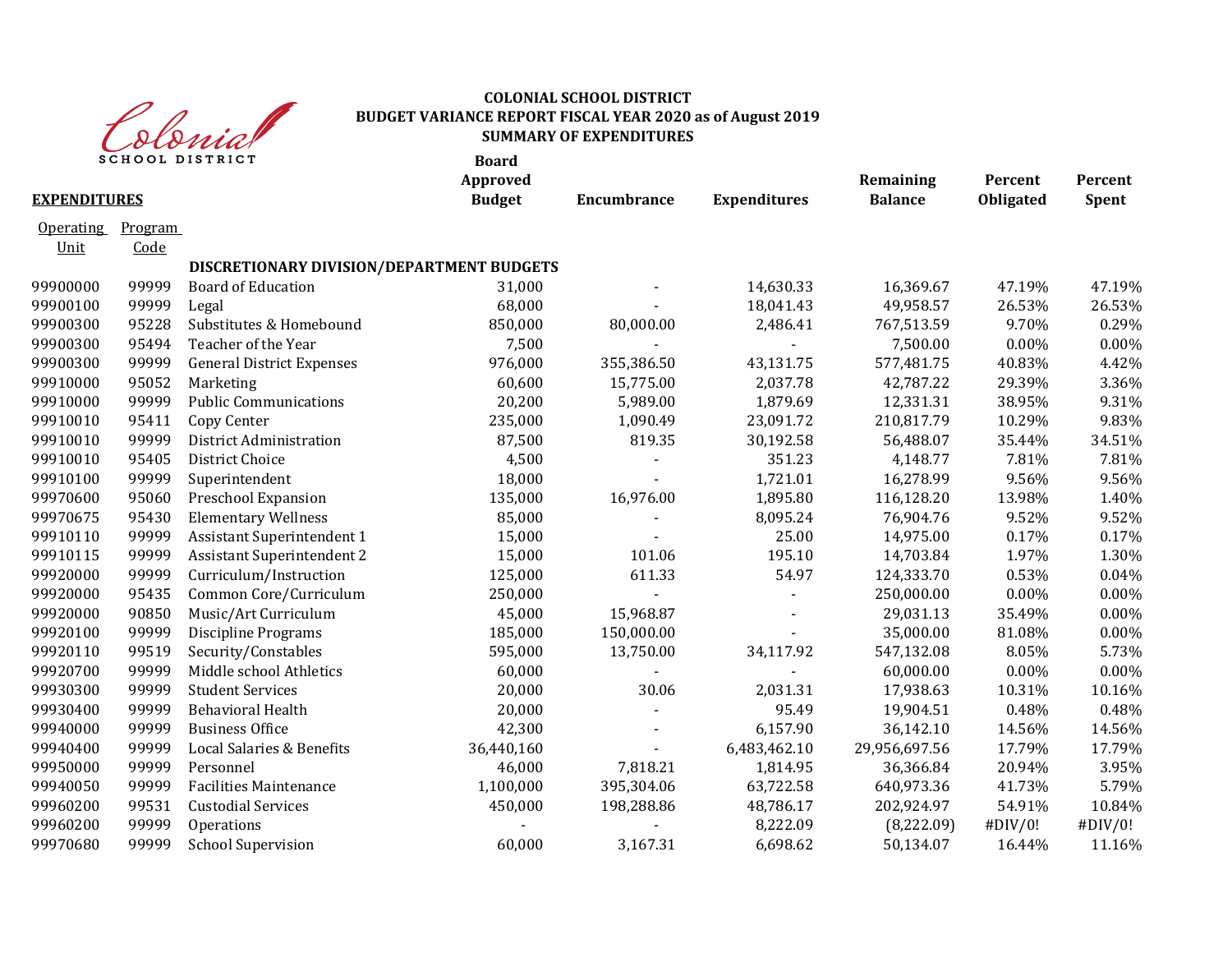**COLONIAL SCHOOL DISTRICT**
**BUDGET VARIANCE REPORT FISCAL YEAR 2020 as of August 2019**
**SUMMARY OF EXPENDITURES**

| **EXPENDITURES** | | | **Board Approved Budget** | **Encumbrance** | **Expenditures** | **Remaining Balance** | **Percent Obligated** | **Percent Spent** |
|---|---|---|---|---|---|---|---|---|
| Operating Unit | Program Code | | | | | | | |
| | | **DISCRETIONARY DIVISION/DEPARTMENT BUDGETS** | | | | | | |
| 99900000 | 99999 | Board of Education | 31,000 | - | 14,630.33 | 16,369.67 | 47.19% | 47.19% |
| 99900100 | 99999 | Legal | 68,000 | - | 18,041.43 | 49,958.57 | 26.53% | 26.53% |
| 99900300 | 95228 | Substitutes & Homebound | 850,000 | 80,000.00 | 2,486.41 | 767,513.59 | 9.70% | 0.29% |
| 99900300 | 95494 | Teacher of the Year | 7,500 | - | - | 7,500.00 | 0.00% | 0.00% |
| 99900300 | 99999 | General District Expenses | 976,000 | 355,386.50 | 43,131.75 | 577,481.75 | 40.83% | 4.42% |
| 99910000 | 95052 | Marketing | 60,600 | 15,775.00 | 2,037.78 | 42,787.22 | 29.39% | 3.36% |
| 99910000 | 99999 | Public Communications | 20,200 | 5,989.00 | 1,879.69 | 12,331.31 | 38.95% | 9.31% |
| 99910010 | 95411 | Copy Center | 235,000 | 1,090.49 | 23,091.72 | 210,817.79 | 10.29% | 9.83% |
| 99910010 | 99999 | District Administration | 87,500 | 819.35 | 30,192.58 | 56,488.07 | 35.44% | 34.51% |
| 99910010 | 95405 | District Choice | 4,500 | - | 351.23 | 4,148.77 | 7.81% | 7.81% |
| 99910100 | 99999 | Superintendent | 18,000 | - | 1,721.01 | 16,278.99 | 9.56% | 9.56% |
| 99970600 | 95060 | Preschool Expansion | 135,000 | 16,976.00 | 1,895.80 | 116,128.20 | 13.98% | 1.40% |
| 99970675 | 95430 | Elementary Wellness | 85,000 | - | 8,095.24 | 76,904.76 | 9.52% | 9.52% |
| 99910110 | 99999 | Assistant Superintendent 1 | 15,000 | - | 25.00 | 14,975.00 | 0.17% | 0.17% |
| 99910115 | 99999 | Assistant Superintendent 2 | 15,000 | 101.06 | 195.10 | 14,703.84 | 1.97% | 1.30% |
| 99920000 | 99999 | Curriculum/Instruction | 125,000 | 611.33 | 54.97 | 124,333.70 | 0.53% | 0.04% |
| 99920000 | 95435 | Common Core/Curriculum | 250,000 | - | - | 250,000.00 | 0.00% | 0.00% |
| 99920000 | 90850 | Music/Art Curriculum | 45,000 | 15,968.87 | - | 29,031.13 | 35.49% | 0.00% |
| 99920100 | 99999 | Discipline Programs | 185,000 | 150,000.00 | - | 35,000.00 | 81.08% | 0.00% |
| 99920110 | 99519 | Security/Constables | 595,000 | 13,750.00 | 34,117.92 | 547,132.08 | 8.05% | 5.73% |
| 99920700 | 99999 | Middle school Athletics | 60,000 | - | - | 60,000.00 | 0.00% | 0.00% |
| 99930300 | 99999 | Student Services | 20,000 | 30.06 | 2,031.31 | 17,938.63 | 10.31% | 10.16% |
| 99930400 | 99999 | Behavioral Health | 20,000 | - | 95.49 | 19,904.51 | 0.48% | 0.48% |
| 99940000 | 99999 | Business Office | 42,300 | - | 6,157.90 | 36,142.10 | 14.56% | 14.56% |
| 99940400 | 99999 | Local Salaries & Benefits | 36,440,160 | - | 6,483,462.10 | 29,956,697.56 | 17.79% | 17.79% |
| 99950000 | 99999 | Personnel | 46,000 | 7,818.21 | 1,814.95 | 36,366.84 | 20.94% | 3.95% |
| 99940050 | 99999 | Facilities Maintenance | 1,100,000 | 395,304.06 | 63,722.58 | 640,973.36 | 41.73% | 5.79% |
| 99960200 | 99531 | Custodial Services | 450,000 | 198,288.86 | 48,786.17 | 202,924.97 | 54.91% | 10.84% |
| 99960200 | 99999 | Operations | - | - | 8,222.09 | (8,222.09) | #DIV/0! | #DIV/0! |
| 99970680 | 99999 | School Supervision | 60,000 | 3,167.31 | 6,698.62 | 50,134.07 | 16.44% | 11.16% |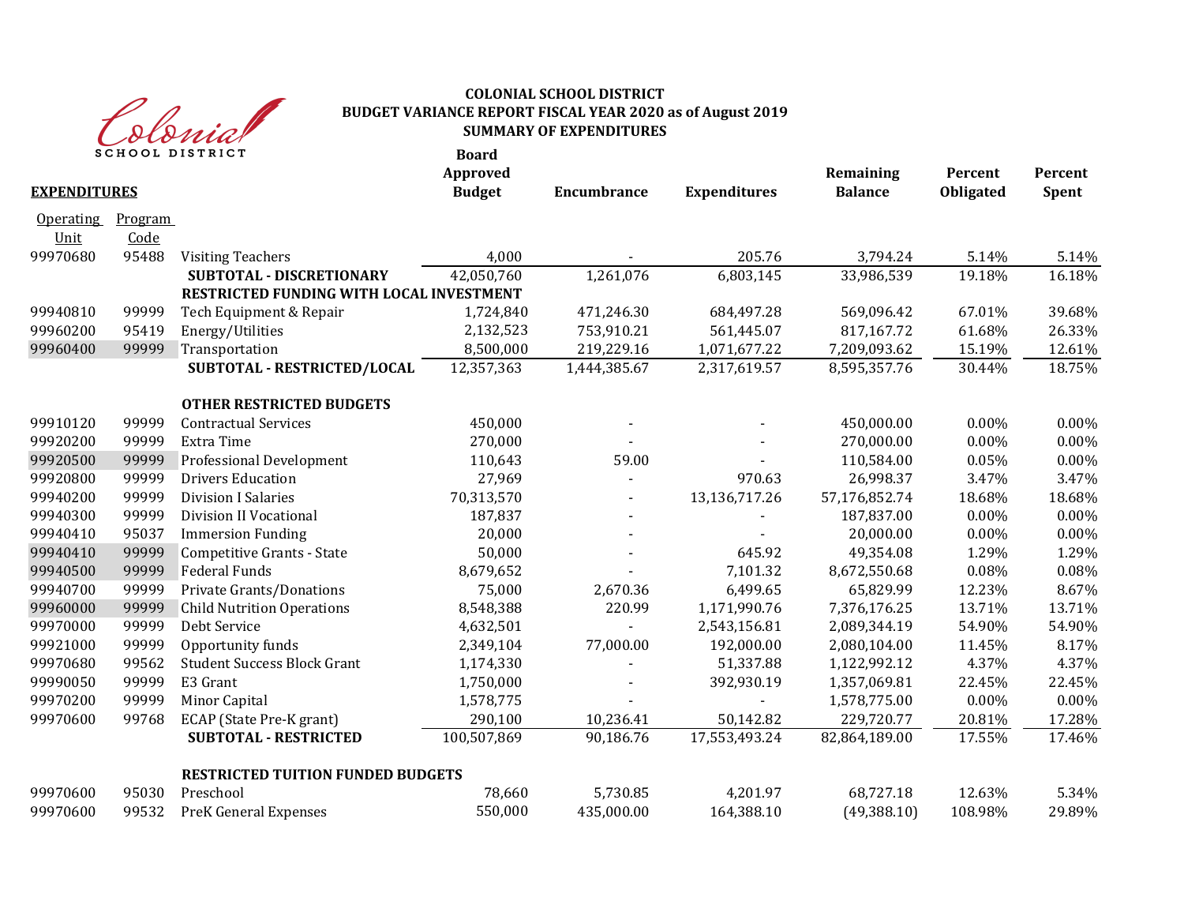# COLONIAL SCHOOL DISTRICT
## BUDGET VARIANCE REPORT FISCAL YEAR 2020 as of August 2019
### SUMMARY OF EXPENDITURES

| Operating Unit | Program Code | EXPENDITURES | Board Approved Budget | Encumbrance | Expenditures | Remaining Balance | Percent Obligated | Percent Spent |
|---|---|---|---|---|---|---|---|---|
| 99970680 | 95488 | Visiting Teachers | 4,000 | - | 205.76 | 3,794.24 | 5.14% | 5.14% |
| | | **SUBTOTAL - DISCRETIONARY** | 42,050,760 | 1,261,076 | 6,803,145 | 33,986,539 | 19.18% | 16.18% |
| | | **RESTRICTED FUNDING WITH LOCAL INVESTMENT** | | | | | | |
| 99940810 | 99999 | Tech Equipment & Repair | 1,724,840 | 471,246.30 | 684,497.28 | 569,096.42 | 67.01% | 39.68% |
| 99960200 | 95419 | Energy/Utilities | 2,132,523 | 753,910.21 | 561,445.07 | 817,167.72 | 61.68% | 26.33% |
| 99960400 | 99999 | Transportation | 8,500,000 | 219,229.16 | 1,071,677.22 | 7,209,093.62 | 15.19% | 12.61% |
| | | **SUBTOTAL - RESTRICTED/LOCAL** | 12,357,363 | 1,444,385.67 | 2,317,619.57 | 8,595,357.76 | 30.44% | 18.75% |
| | | **OTHER RESTRICTED BUDGETS** | | | | | | |
| 99910120 | 99999 | Contractual Services | 450,000 | - | - | 450,000.00 | 0.00% | 0.00% |
| 99920200 | 99999 | Extra Time | 270,000 | - | - | 270,000.00 | 0.00% | 0.00% |
| 99920500 | 99999 | Professional Development | 110,643 | 59.00 | - | 110,584.00 | 0.05% | 0.00% |
| 99920800 | 99999 | Drivers Education | 27,969 | - | 970.63 | 26,998.37 | 3.47% | 3.47% |
| 99940200 | 99999 | Division I Salaries | 70,313,570 | - | 13,136,717.26 | 57,176,852.74 | 18.68% | 18.68% |
| 99940300 | 99999 | Division II Vocational | 187,837 | - | - | 187,837.00 | 0.00% | 0.00% |
| 99940410 | 95037 | Immersion Funding | 20,000 | - | - | 20,000.00 | 0.00% | 0.00% |
| 99940410 | 99999 | Competitive Grants - State | 50,000 | - | 645.92 | 49,354.08 | 1.29% | 1.29% |
| 99940500 | 99999 | Federal Funds | 8,679,652 | - | 7,101.32 | 8,672,550.68 | 0.08% | 0.08% |
| 99940700 | 99999 | Private Grants/Donations | 75,000 | 2,670.36 | 6,499.65 | 65,829.99 | 12.23% | 8.67% |
| 99960000 | 99999 | Child Nutrition Operations | 8,548,388 | 220.99 | 1,171,990.76 | 7,376,176.25 | 13.71% | 13.71% |
| 99970000 | 99999 | Debt Service | 4,632,501 | - | 2,543,156.81 | 2,089,344.19 | 54.90% | 54.90% |
| 99921000 | 99999 | Opportunity funds | 2,349,104 | 77,000.00 | 192,000.00 | 2,080,104.00 | 11.45% | 8.17% |
| 99970680 | 99562 | Student Success Block Grant | 1,174,330 | - | 51,337.88 | 1,122,992.12 | 4.37% | 4.37% |
| 99990050 | 99999 | E3 Grant | 1,750,000 | - | 392,930.19 | 1,357,069.81 | 22.45% | 22.45% |
| 99970200 | 99999 | Minor Capital | 1,578,775 | - | - | 1,578,775.00 | 0.00% | 0.00% |
| 99970600 | 99768 | ECAP (State Pre-K grant) | 290,100 | 10,236.41 | 50,142.82 | 229,720.77 | 20.81% | 17.28% |
| | | **SUBTOTAL - RESTRICTED** | 100,507,869 | 90,186.76 | 17,553,493.24 | 82,864,189.00 | 17.55% | 17.46% |
| | | **RESTRICTED TUITION FUNDED BUDGETS** | | | | | | |
| 99970600 | 95030 | Preschool | 78,660 | 5,730.85 | 4,201.97 | 68,727.18 | 12.63% | 5.34% |
| 99970600 | 99532 | PreK General Expenses | 550,000 | 435,000.00 | 164,388.10 | (49,388.10) | 108.98% | 29.89% |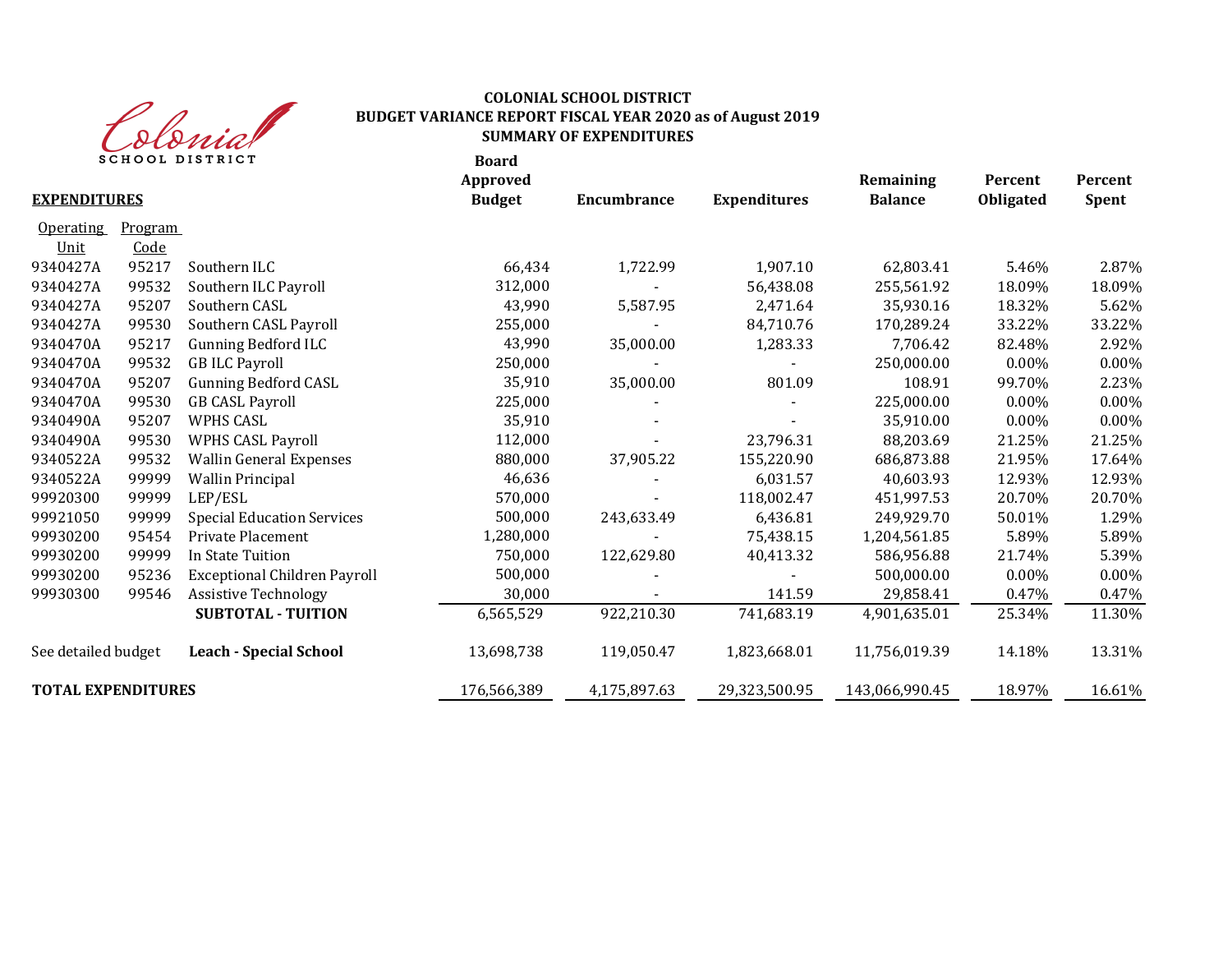Colonial SCHOOL DISTRICT

**COLONIAL SCHOOL DISTRICT**
**BUDGET VARIANCE REPORT FISCAL YEAR 2020 as of August 2019**
**SUMMARY OF EXPENDITURES**

| **EXPENDITURES** | | | **Board Approved Budget** | **Encumbrance** | **Expenditures** | **Remaining Balance** | **Percent Obligated** | **Percent Spent** |
|---|---|---|---|---|---|---|---|---|
| Operating Unit | Program Code | | | | | | | |
| 9340427A | 95217 | Southern ILC | 66,434 | 1,722.99 | 1,907.10 | 62,803.41 | 5.46% | 2.87% |
| 9340427A | 99532 | Southern ILC Payroll | 312,000 | - | 56,438.08 | 255,561.92 | 18.09% | 18.09% |
| 9340427A | 95207 | Southern CASL | 43,990 | 5,587.95 | 2,471.64 | 35,930.16 | 18.32% | 5.62% |
| 9340427A | 99530 | Southern CASL Payroll | 255,000 | - | 84,710.76 | 170,289.24 | 33.22% | 33.22% |
| 9340470A | 95217 | Gunning Bedford ILC | 43,990 | 35,000.00 | 1,283.33 | 7,706.42 | 82.48% | 2.92% |
| 9340470A | 99532 | GB ILC Payroll | 250,000 | - | - | 250,000.00 | 0.00% | 0.00% |
| 9340470A | 95207 | Gunning Bedford CASL | 35,910 | 35,000.00 | 801.09 | 108.91 | 99.70% | 2.23% |
| 9340470A | 99530 | GB CASL Payroll | 225,000 | - | - | 225,000.00 | 0.00% | 0.00% |
| 9340490A | 95207 | WPHS CASL | 35,910 | - | - | 35,910.00 | 0.00% | 0.00% |
| 9340490A | 99530 | WPHS CASL Payroll | 112,000 | - | 23,796.31 | 88,203.69 | 21.25% | 21.25% |
| 9340522A | 99532 | Wallin General Expenses | 880,000 | 37,905.22 | 155,220.90 | 686,873.88 | 21.95% | 17.64% |
| 9340522A | 99999 | Wallin Principal | 46,636 | - | 6,031.57 | 40,603.93 | 12.93% | 12.93% |
| 99920300 | 99999 | LEP/ESL | 570,000 | - | 118,002.47 | 451,997.53 | 20.70% | 20.70% |
| 99921050 | 99999 | Special Education Services | 500,000 | 243,633.49 | 6,436.81 | 249,929.70 | 50.01% | 1.29% |
| 99930200 | 95454 | Private Placement | 1,280,000 | - | 75,438.15 | 1,204,561.85 | 5.89% | 5.89% |
| 99930200 | 99999 | In State Tuition | 750,000 | 122,629.80 | 40,413.32 | 586,956.88 | 21.74% | 5.39% |
| 99930200 | 95236 | Exceptional Children Payroll | 500,000 | - | - | 500,000.00 | 0.00% | 0.00% |
| 99930300 | 99546 | Assistive Technology | 30,000 | - | 141.59 | 29,858.41 | 0.47% | 0.47% |
| | | **SUBTOTAL - TUITION** | 6,565,529 | 922,210.30 | 741,683.19 | 4,901,635.01 | 25.34% | 11.30% |
| See detailed budget | | **Leach - Special School** | 13,698,738 | 119,050.47 | 1,823,668.01 | 11,756,019.39 | 14.18% | 13.31% |
| **TOTAL EXPENDITURES** | | | 176,566,389 | 4,175,897.63 | 29,323,500.95 | 143,066,990.45 | 18.97% | 16.61% |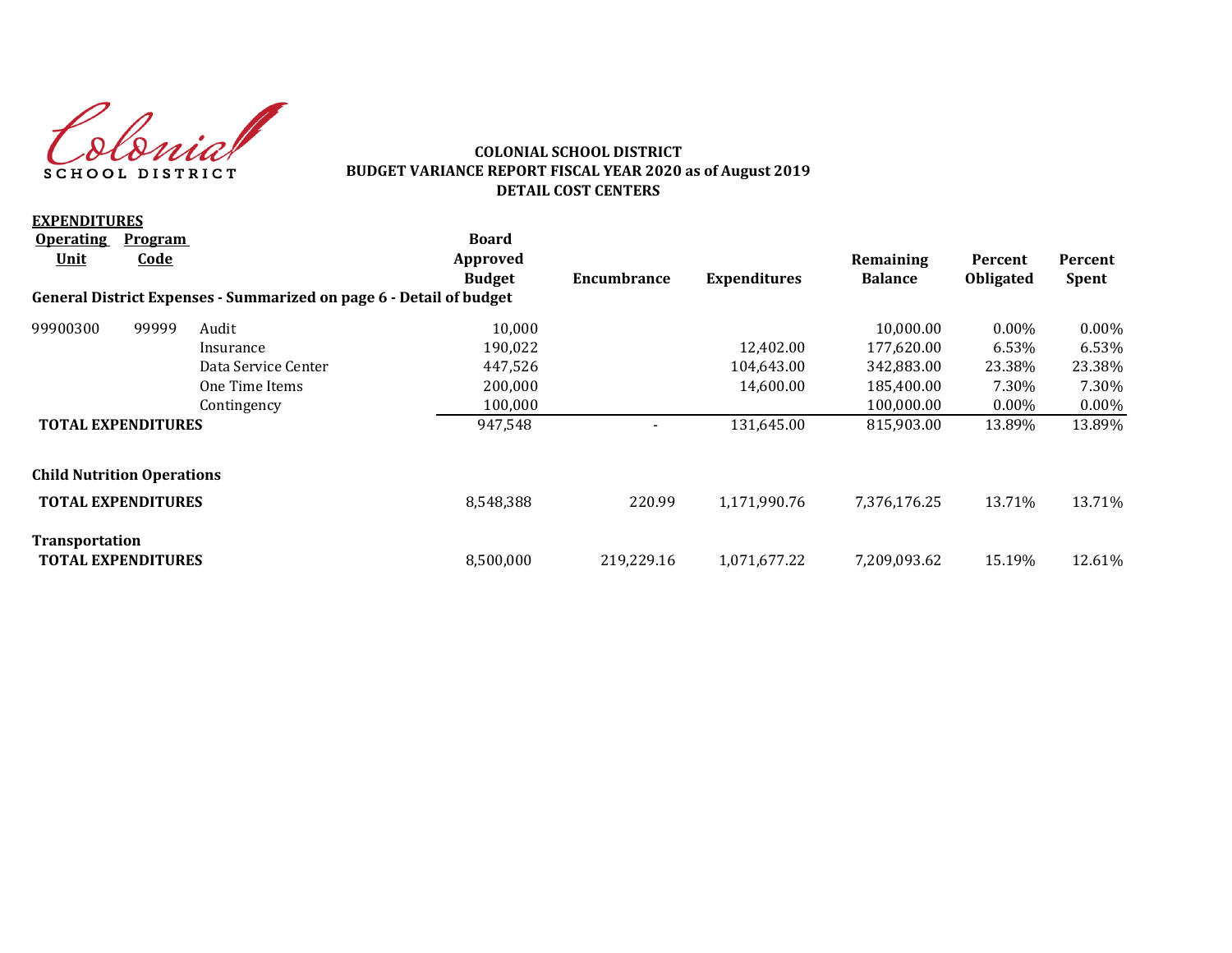Colonial SCHOOL DISTRICT

**COLONIAL SCHOOL DISTRICT**
**BUDGET VARIANCE REPORT FISCAL YEAR 2020 as of August 2019**
**DETAIL COST CENTERS**

**EXPENDITURES**

| Operating Unit | Program Code | | Board Approved Budget | Encumbrance | Expenditures | Remaining Balance | Percent Obligated | Percent Spent |
|---|---|---|---|---|---|---|---|---|
| **General District Expenses - Summarized on page 6 - Detail of budget** | | | | | | | | |
| 99900300 | 99999 | Audit | 10,000 | | | 10,000.00 | 0.00% | 0.00% |
| | | Insurance | 190,022 | | 12,402.00 | 177,620.00 | 6.53% | 6.53% |
| | | Data Service Center | 447,526 | | 104,643.00 | 342,883.00 | 23.38% | 23.38% |
| | | One Time Items | 200,000 | | 14,600.00 | 185,400.00 | 7.30% | 7.30% |
| | | Contingency | 100,000 | | | 100,000.00 | 0.00% | 0.00% |
| **TOTAL EXPENDITURES** | | | 947,548 | - | 131,645.00 | 815,903.00 | 13.89% | 13.89% |
| **Child Nutrition Operations** | | | | | | | | |
| **TOTAL EXPENDITURES** | | | 8,548,388 | 220.99 | 1,171,990.76 | 7,376,176.25 | 13.71% | 13.71% |
| **Transportation** | | | | | | | | |
| **TOTAL EXPENDITURES** | | | 8,500,000 | 219,229.16 | 1,071,677.22 | 7,209,093.62 | 15.19% | 12.61% |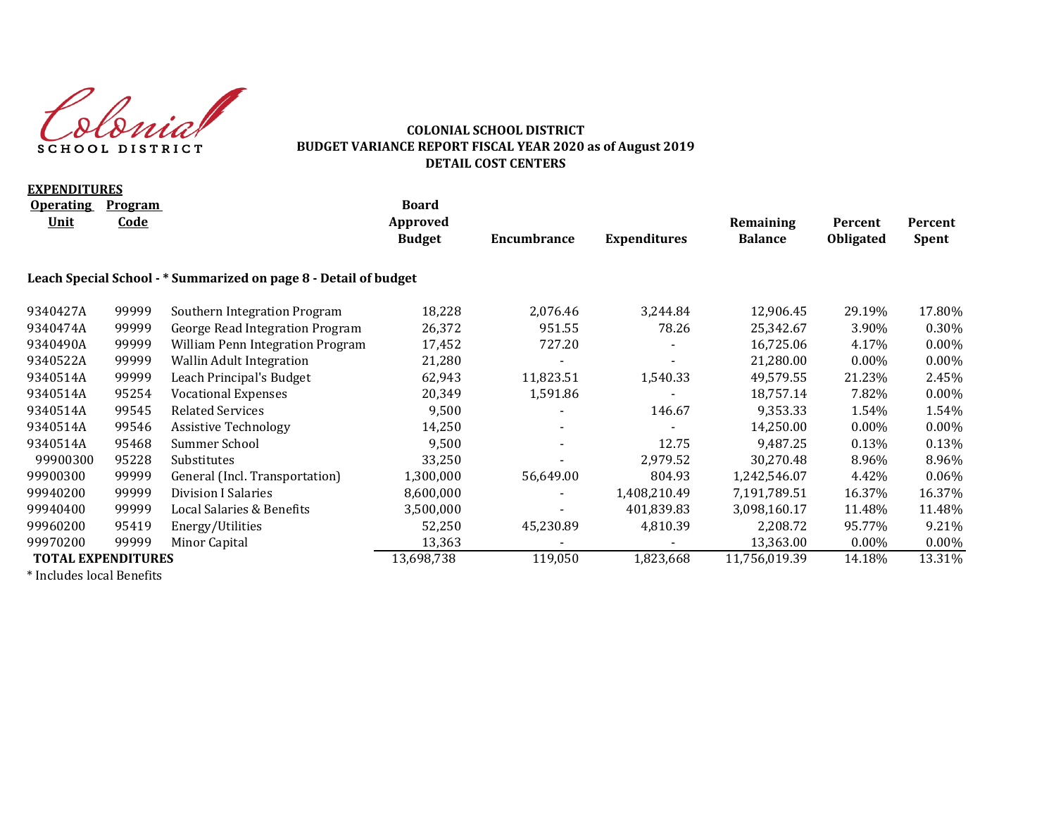Colonial SCHOOL DISTRICT

**COLONIAL SCHOOL DISTRICT**
**BUDGET VARIANCE REPORT FISCAL YEAR 2020 as of August 2019**
**DETAIL COST CENTERS**

**EXPENDITURES**

| Operating Unit | Program Code | | Board Approved Budget | Encumbrance | Expenditures | Remaining Balance | Percent Obligated | Percent Spent |
|---|---|---|---|---|---|---|---|---|
| **Leach Special School - * Summarized on page 8 - Detail of budget** | | | | | | | | |
| 9340427A | 99999 | Southern Integration Program | 18,228 | 2,076.46 | 3,244.84 | 12,906.45 | 29.19% | 17.80% |
| 9340474A | 99999 | George Read Integration Program | 26,372 | 951.55 | 78.26 | 25,342.67 | 3.90% | 0.30% |
| 9340490A | 99999 | William Penn Integration Program | 17,452 | 727.20 | - | 16,725.06 | 4.17% | 0.00% |
| 9340522A | 99999 | Wallin Adult Integration | 21,280 | - | - | 21,280.00 | 0.00% | 0.00% |
| 9340514A | 99999 | Leach Principal's Budget | 62,943 | 11,823.51 | 1,540.33 | 49,579.55 | 21.23% | 2.45% |
| 9340514A | 95254 | Vocational Expenses | 20,349 | 1,591.86 | - | 18,757.14 | 7.82% | 0.00% |
| 9340514A | 99545 | Related Services | 9,500 | - | 146.67 | 9,353.33 | 1.54% | 1.54% |
| 9340514A | 99546 | Assistive Technology | 14,250 | - | - | 14,250.00 | 0.00% | 0.00% |
| 9340514A | 95468 | Summer School | 9,500 | - | 12.75 | 9,487.25 | 0.13% | 0.13% |
| 99900300 | 95228 | Substitutes | 33,250 | - | 2,979.52 | 30,270.48 | 8.96% | 8.96% |
| 99900300 | 99999 | General (Incl. Transportation) | 1,300,000 | 56,649.00 | 804.93 | 1,242,546.07 | 4.42% | 0.06% |
| 99940200 | 99999 | Division I Salaries | 8,600,000 | - | 1,408,210.49 | 7,191,789.51 | 16.37% | 16.37% |
| 99940400 | 99999 | Local Salaries & Benefits | 3,500,000 | - | 401,839.83 | 3,098,160.17 | 11.48% | 11.48% |
| 99960200 | 95419 | Energy/Utilities | 52,250 | 45,230.89 | 4,810.39 | 2,208.72 | 95.77% | 9.21% |
| 99970200 | 99999 | Minor Capital | 13,363 | - | - | 13,363.00 | 0.00% | 0.00% |
| **TOTAL EXPENDITURES** | | | 13,698,738 | 119,050 | 1,823,668 | 11,756,019.39 | 14.18% | 13.31% |

* Includes local Benefits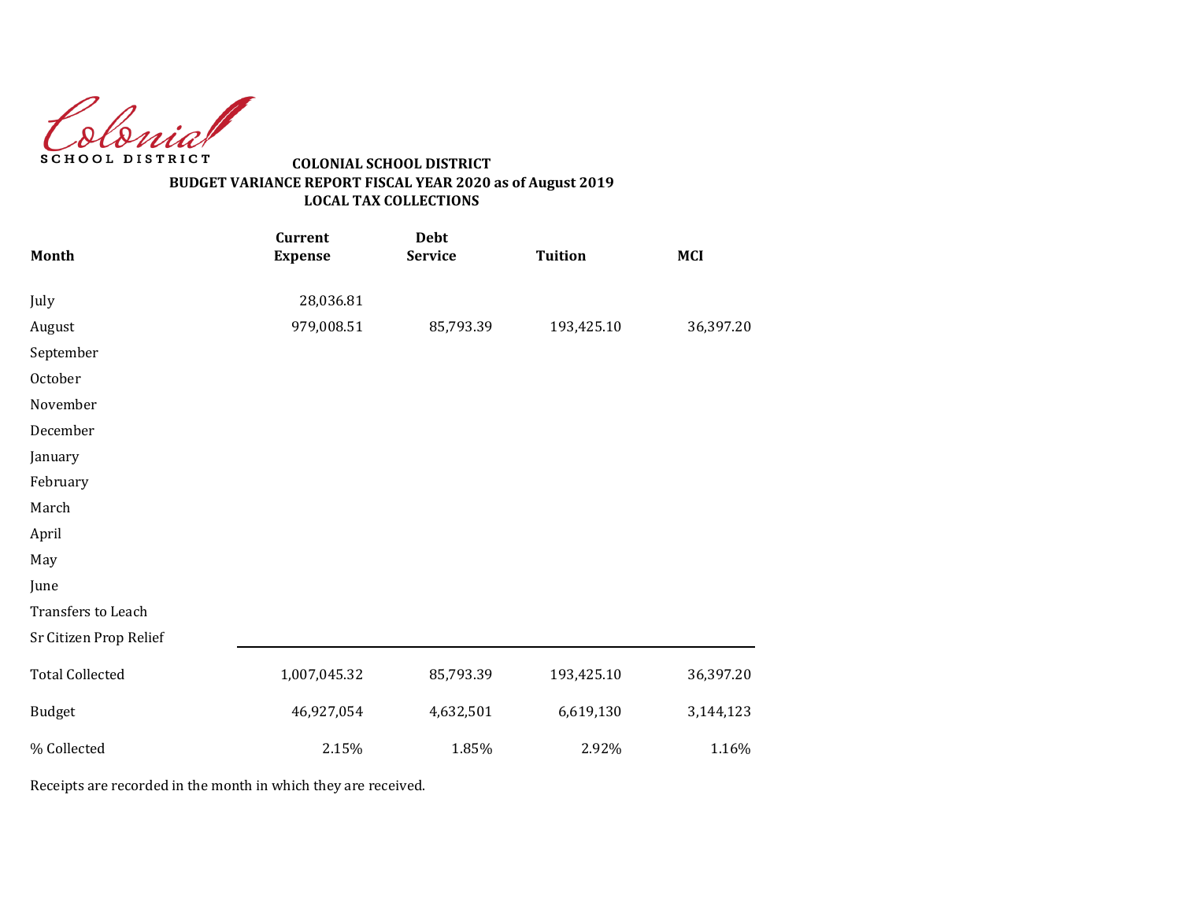Colonial
SCHOOL DISTRICT

**COLONIAL SCHOOL DISTRICT**
**BUDGET VARIANCE REPORT FISCAL YEAR 2020 as of August 2019**
**LOCAL TAX COLLECTIONS**

| Month | Current Expense | Debt Service | Tuition | MCI |
|---|---|---|---|---|
| July | 28,036.81 | | | |
| August | 979,008.51 | 85,793.39 | 193,425.10 | 36,397.20 |
| September | | | | |
| October | | | | |
| November | | | | |
| December | | | | |
| January | | | | |
| February | | | | |
| March | | | | |
| April | | | | |
| May | | | | |
| June | | | | |
| Transfers to Leach | | | | |
| Sr Citizen Prop Relief | | | | |
| Total Collected | 1,007,045.32 | 85,793.39 | 193,425.10 | 36,397.20 |
| Budget | 46,927,054 | 4,632,501 | 6,619,130 | 3,144,123 |
| % Collected | 2.15% | 1.85% | 2.92% | 1.16% |

Receipts are recorded in the month in which they are received.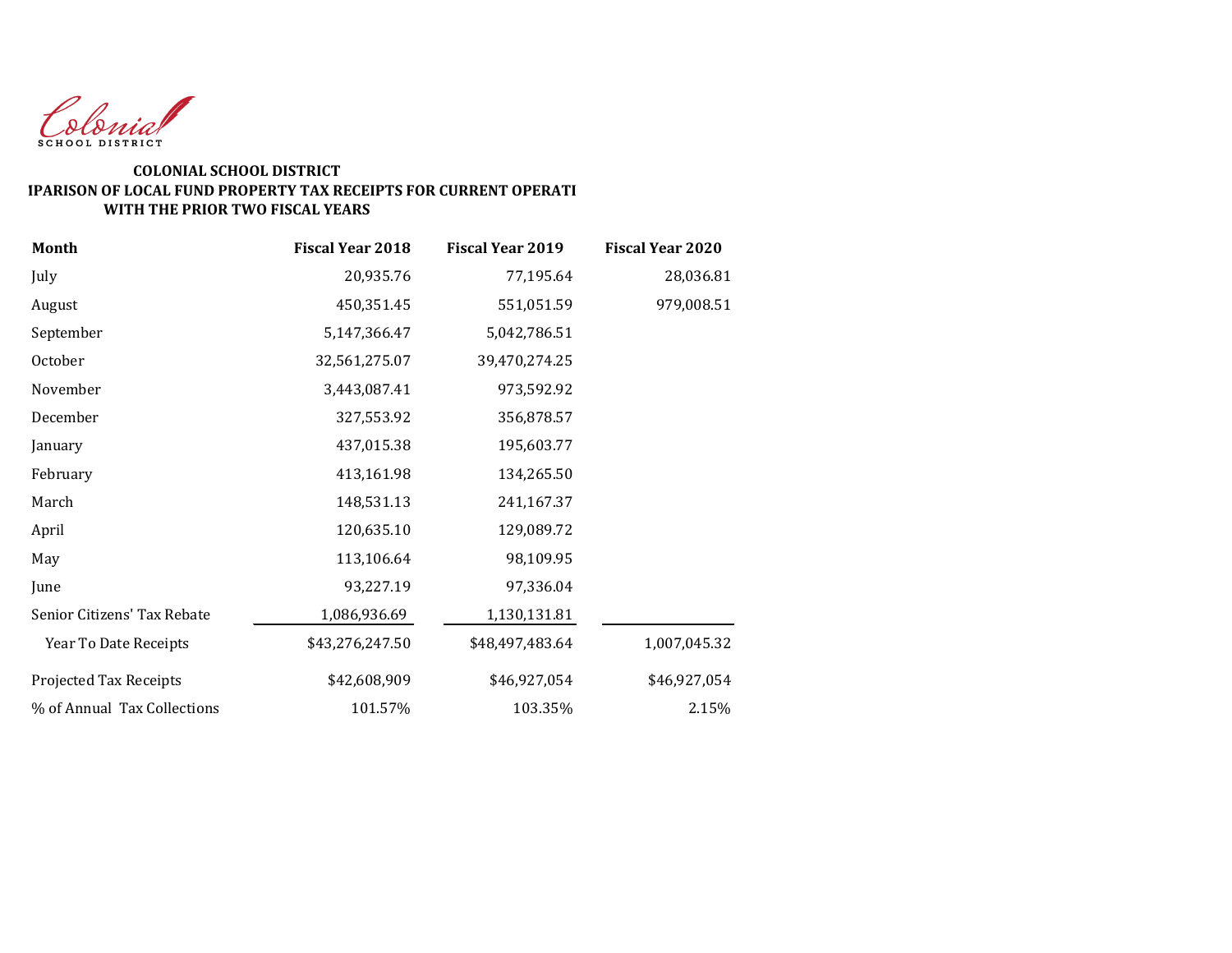Colonial
SCHOOL DISTRICT

**COLONIAL SCHOOL DISTRICT**

**IPARISON OF LOCAL FUND PROPERTY TAX RECEIPTS FOR CURRENT OPERATI**

**WITH THE PRIOR TWO FISCAL YEARS**

| Month | Fiscal Year 2018 | Fiscal Year 2019 | Fiscal Year 2020 |
|---|---|---|---|
| July | 20,935.76 | 77,195.64 | 28,036.81 |
| August | 450,351.45 | 551,051.59 | 979,008.51 |
| September | 5,147,366.47 | 5,042,786.51 | |
| October | 32,561,275.07 | 39,470,274.25 | |
| November | 3,443,087.41 | 973,592.92 | |
| December | 327,553.92 | 356,878.57 | |
| January | 437,015.38 | 195,603.77 | |
| February | 413,161.98 | 134,265.50 | |
| March | 148,531.13 | 241,167.37 | |
| April | 120,635.10 | 129,089.72 | |
| May | 113,106.64 | 98,109.95 | |
| June | 93,227.19 | 97,336.04 | |
| Senior Citizens' Tax Rebate | 1,086,936.69 | 1,130,131.81 | |
| Year To Date Receipts | $43,276,247.50 | $48,497,483.64 | 1,007,045.32 |
| Projected Tax Receipts | $42,608,909 | $46,927,054 | $46,927,054 |
| % of Annual Tax Collections | 101.57% | 103.35% | 2.15% |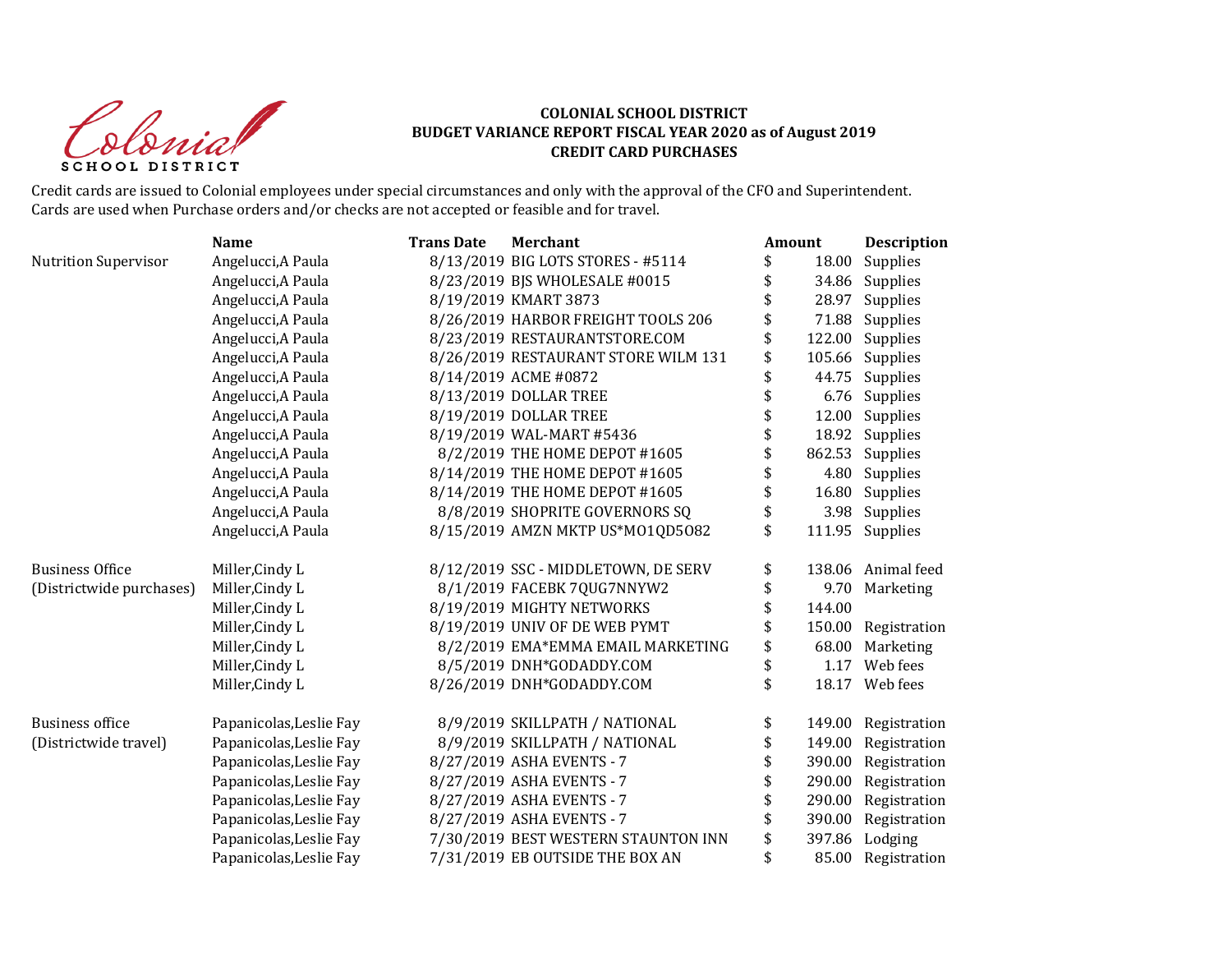**COLONIAL SCHOOL DISTRICT**
**BUDGET VARIANCE REPORT FISCAL YEAR 2020 as of August 2019**
**CREDIT CARD PURCHASES**

Credit cards are issued to Colonial employees under special circumstances and only with the approval of the CFO and Superintendent.
Cards are used when Purchase orders and/or checks are not accepted or feasible and for travel.

| | Name | Trans Date | Merchant | Amount | Description |
|---|---|---|---|---|---|
| Nutrition Supervisor | Angelucci,A Paula | 8/13/2019 | BIG LOTS STORES - #5114 | $ 18.00 | Supplies |
| | Angelucci,A Paula | 8/23/2019 | BJS WHOLESALE #0015 | $ 34.86 | Supplies |
| | Angelucci,A Paula | 8/19/2019 | KMART 3873 | $ 28.97 | Supplies |
| | Angelucci,A Paula | 8/26/2019 | HARBOR FREIGHT TOOLS 206 | $ 71.88 | Supplies |
| | Angelucci,A Paula | 8/23/2019 | RESTAURANTSTORE.COM | $ 122.00 | Supplies |
| | Angelucci,A Paula | 8/26/2019 | RESTAURANT STORE WILM 131 | $ 105.66 | Supplies |
| | Angelucci,A Paula | 8/14/2019 | ACME #0872 | $ 44.75 | Supplies |
| | Angelucci,A Paula | 8/13/2019 | DOLLAR TREE | $ 6.76 | Supplies |
| | Angelucci,A Paula | 8/19/2019 | DOLLAR TREE | $ 12.00 | Supplies |
| | Angelucci,A Paula | 8/19/2019 | WAL-MART #5436 | $ 18.92 | Supplies |
| | Angelucci,A Paula | 8/2/2019 | THE HOME DEPOT #1605 | $ 862.53 | Supplies |
| | Angelucci,A Paula | 8/14/2019 | THE HOME DEPOT #1605 | $ 4.80 | Supplies |
| | Angelucci,A Paula | 8/14/2019 | THE HOME DEPOT #1605 | $ 16.80 | Supplies |
| | Angelucci,A Paula | 8/8/2019 | SHOPRITE GOVERNORS SQ | $ 3.98 | Supplies |
| | Angelucci,A Paula | 8/15/2019 | AMZN MKTP US*MO1QD5O82 | $ 111.95 | Supplies |
| Business Office | Miller,Cindy L | 8/12/2019 | SSC - MIDDLETOWN, DE SERV | $ 138.06 | Animal feed |
| (Districtwide purchases) | Miller,Cindy L | 8/1/2019 | FACEBK 7QUG7NNYW2 | $ 9.70 | Marketing |
| | Miller,Cindy L | 8/19/2019 | MIGHTY NETWORKS | $ 144.00 | |
| | Miller,Cindy L | 8/19/2019 | UNIV OF DE WEB PYMT | $ 150.00 | Registration |
| | Miller,Cindy L | 8/2/2019 | EMA*EMMA EMAIL MARKETING | $ 68.00 | Marketing |
| | Miller,Cindy L | 8/5/2019 | DNH*GODADDY.COM | $ 1.17 | Web fees |
| | Miller,Cindy L | 8/26/2019 | DNH*GODADDY.COM | $ 18.17 | Web fees |
| Business office | Papanicolas,Leslie Fay | 8/9/2019 | SKILLPATH / NATIONAL | $ 149.00 | Registration |
| (Districtwide travel) | Papanicolas,Leslie Fay | 8/9/2019 | SKILLPATH / NATIONAL | $ 149.00 | Registration |
| | Papanicolas,Leslie Fay | 8/27/2019 | ASHA EVENTS - 7 | $ 390.00 | Registration |
| | Papanicolas,Leslie Fay | 8/27/2019 | ASHA EVENTS - 7 | $ 290.00 | Registration |
| | Papanicolas,Leslie Fay | 8/27/2019 | ASHA EVENTS - 7 | $ 290.00 | Registration |
| | Papanicolas,Leslie Fay | 8/27/2019 | ASHA EVENTS - 7 | $ 390.00 | Registration |
| | Papanicolas,Leslie Fay | 7/30/2019 | BEST WESTERN STAUNTON INN | $ 397.86 | Lodging |
| | Papanicolas,Leslie Fay | 7/31/2019 | EB OUTSIDE THE BOX AN | $ 85.00 | Registration |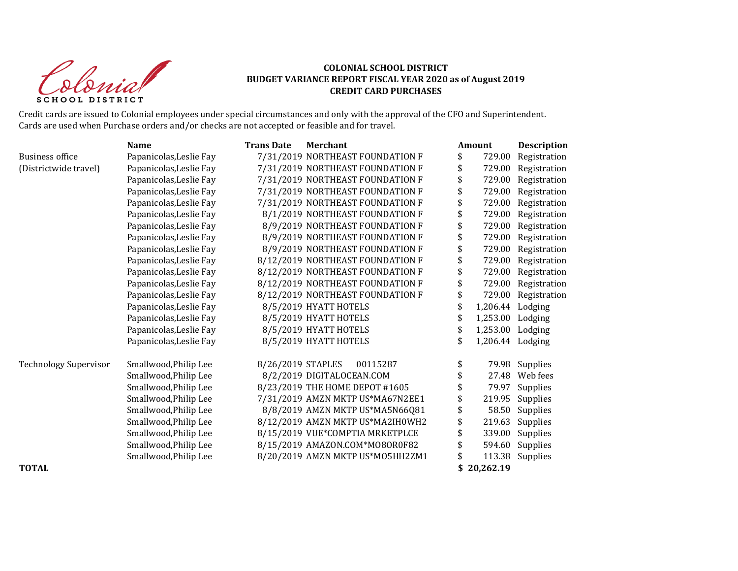Colonial SCHOOL DISTRICT

**COLONIAL SCHOOL DISTRICT**
**BUDGET VARIANCE REPORT FISCAL YEAR 2020 as of August 2019**
**CREDIT CARD PURCHASES**

Credit cards are issued to Colonial employees under special circumstances and only with the approval of the CFO and Superintendent.
Cards are used when Purchase orders and/or checks are not accepted or feasible and for travel.

| | Name | Trans Date | Merchant | Amount | Description |
|---|---|---|---|---|---|
| Business office | Papanicolas,Leslie Fay | 7/31/2019 | NORTHEAST FOUNDATION F | $ 729.00 | Registration |
| (Districtwide travel) | Papanicolas,Leslie Fay | 7/31/2019 | NORTHEAST FOUNDATION F | $ 729.00 | Registration |
| | Papanicolas,Leslie Fay | 7/31/2019 | NORTHEAST FOUNDATION F | $ 729.00 | Registration |
| | Papanicolas,Leslie Fay | 7/31/2019 | NORTHEAST FOUNDATION F | $ 729.00 | Registration |
| | Papanicolas,Leslie Fay | 7/31/2019 | NORTHEAST FOUNDATION F | $ 729.00 | Registration |
| | Papanicolas,Leslie Fay | 8/1/2019 | NORTHEAST FOUNDATION F | $ 729.00 | Registration |
| | Papanicolas,Leslie Fay | 8/9/2019 | NORTHEAST FOUNDATION F | $ 729.00 | Registration |
| | Papanicolas,Leslie Fay | 8/9/2019 | NORTHEAST FOUNDATION F | $ 729.00 | Registration |
| | Papanicolas,Leslie Fay | 8/9/2019 | NORTHEAST FOUNDATION F | $ 729.00 | Registration |
| | Papanicolas,Leslie Fay | 8/12/2019 | NORTHEAST FOUNDATION F | $ 729.00 | Registration |
| | Papanicolas,Leslie Fay | 8/12/2019 | NORTHEAST FOUNDATION F | $ 729.00 | Registration |
| | Papanicolas,Leslie Fay | 8/12/2019 | NORTHEAST FOUNDATION F | $ 729.00 | Registration |
| | Papanicolas,Leslie Fay | 8/12/2019 | NORTHEAST FOUNDATION F | $ 729.00 | Registration |
| | Papanicolas,Leslie Fay | 8/5/2019 | HYATT HOTELS | $ 1,206.44 | Lodging |
| | Papanicolas,Leslie Fay | 8/5/2019 | HYATT HOTELS | $ 1,253.00 | Lodging |
| | Papanicolas,Leslie Fay | 8/5/2019 | HYATT HOTELS | $ 1,253.00 | Lodging |
| | Papanicolas,Leslie Fay | 8/5/2019 | HYATT HOTELS | $ 1,206.44 | Lodging |
| Technology Supervisor | Smallwood,Philip Lee | 8/26/2019 | STAPLES 00115287 | $ 79.98 | Supplies |
| | Smallwood,Philip Lee | 8/2/2019 | DIGITALOCEAN.COM | $ 27.48 | Web fees |
| | Smallwood,Philip Lee | 8/23/2019 | THE HOME DEPOT #1605 | $ 79.97 | Supplies |
| | Smallwood,Philip Lee | 7/31/2019 | AMZN MKTP US*MA67N2EE1 | $ 219.95 | Supplies |
| | Smallwood,Philip Lee | 8/8/2019 | AMZN MKTP US*MA5N66Q81 | $ 58.50 | Supplies |
| | Smallwood,Philip Lee | 8/12/2019 | AMZN MKTP US*MA2IH0WH2 | $ 219.63 | Supplies |
| | Smallwood,Philip Lee | 8/15/2019 | VUE*COMPTIA MRKETPLCE | $ 339.00 | Supplies |
| | Smallwood,Philip Lee | 8/15/2019 | AMAZON.COM*MO8OR0F82 | $ 594.60 | Supplies |
| | Smallwood,Philip Lee | 8/20/2019 | AMZN MKTP US*MO5HH2ZM1 | $ 113.38 | Supplies |
| **TOTAL** | | | | **$ 20,262.19** | |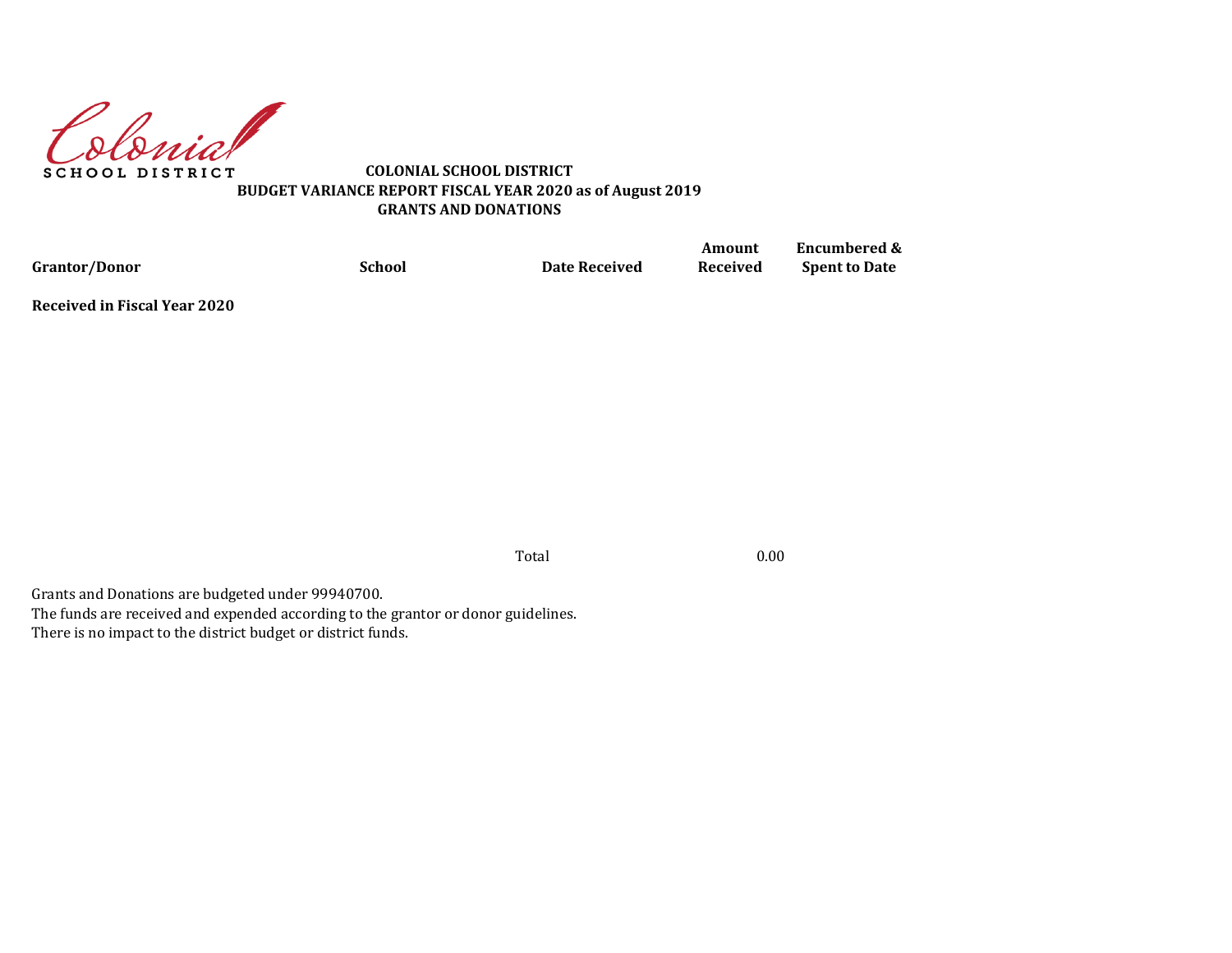Colonial SCHOOL DISTRICT

**COLONIAL SCHOOL DISTRICT**
**BUDGET VARIANCE REPORT FISCAL YEAR 2020 as of August 2019**
**GRANTS AND DONATIONS**

| Grantor/Donor | School | Date Received | Amount Received | Encumbered & Spent to Date |
|---|---|---|---|---|
| **Received in Fiscal Year 2020** | | | | |
| | | Total | 0.00 | |

Grants and Donations are budgeted under 99940700.
The funds are received and expended according to the grantor or donor guidelines.
There is no impact to the district budget or district funds.